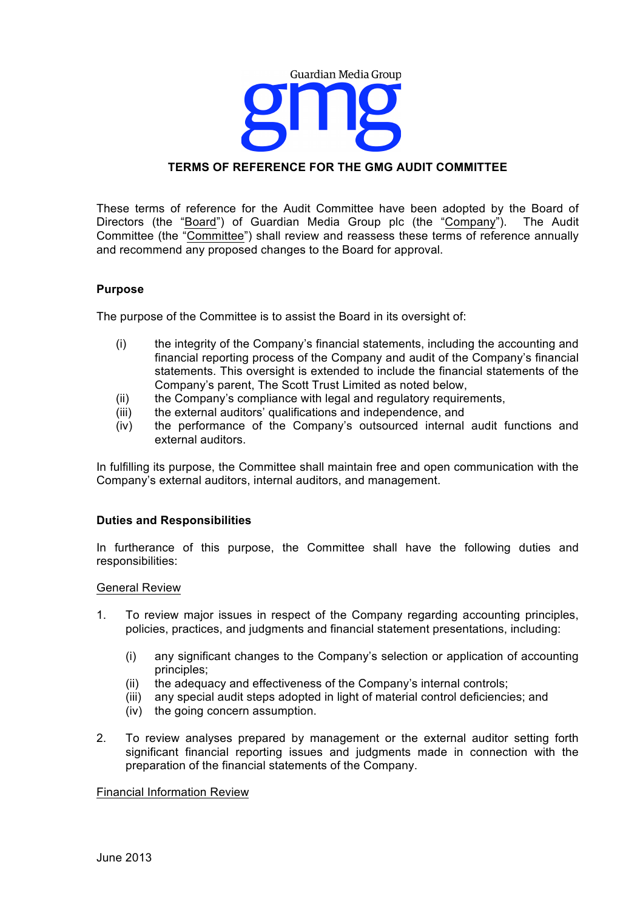Guardian Media Group

gmg

# TERMS OF REFERENCE FOR THE GMG AUDIT COMMITTEE

These terms of reference for the Audit Committee have been adopted by the Board of Directors (the "Board") of Guardian Media Group plc (the "Company"). The Audit Committee (the "Committee") shall review and reassess these terms of reference annually and recommend any proposed changes to the Board for approval.

**Purpose**

The purpose of the Committee is to assist the Board in its oversight of:

(i) the integrity of the Company's financial statements, including the accounting and financial reporting process of the Company and audit of the Company's financial statements. This oversight is extended to include the financial statements of the Company's parent, The Scott Trust Limited as noted below,

(ii) the Company's compliance with legal and regulatory requirements,

(iii) the external auditors' qualifications and independence, and

(iv) the performance of the Company's outsourced internal audit functions and external auditors.

In fulfilling its purpose, the Committee shall maintain free and open communication with the Company's external auditors, internal auditors, and management.

**Duties and Responsibilities**

In furtherance of this purpose, the Committee shall have the following duties and responsibilities:

General Review

1. To review major issues in respect of the Company regarding accounting principles, policies, practices, and judgments and financial statement presentations, including:

   (i) any significant changes to the Company's selection or application of accounting principles;

   (ii) the adequacy and effectiveness of the Company's internal controls;

   (iii) any special audit steps adopted in light of material control deficiencies; and

   (iv) the going concern assumption.

2. To review analyses prepared by management or the external auditor setting forth significant financial reporting issues and judgments made in connection with the preparation of the financial statements of the Company.

Financial Information Review

June 2013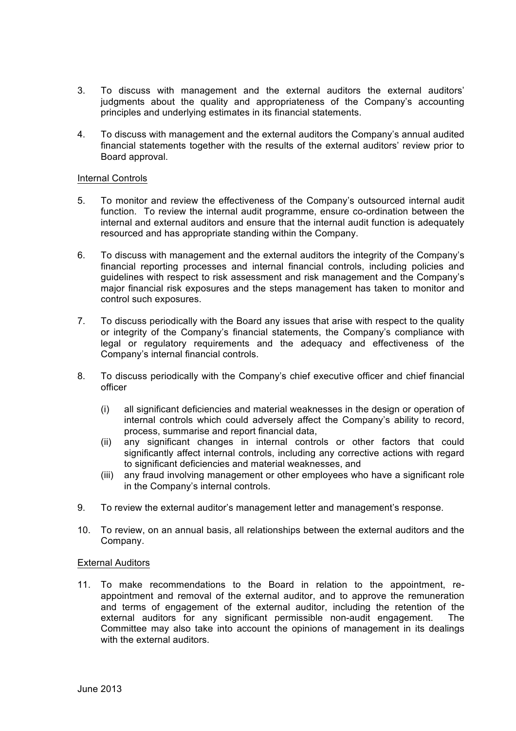3. To discuss with management and the external auditors the external auditors' judgments about the quality and appropriateness of the Company's accounting principles and underlying estimates in its financial statements.

4. To discuss with management and the external auditors the Company's annual audited financial statements together with the results of the external auditors' review prior to Board approval.

Internal Controls

5. To monitor and review the effectiveness of the Company's outsourced internal audit function. To review the internal audit programme, ensure co-ordination between the internal and external auditors and ensure that the internal audit function is adequately resourced and has appropriate standing within the Company.

6. To discuss with management and the external auditors the integrity of the Company's financial reporting processes and internal financial controls, including policies and guidelines with respect to risk assessment and risk management and the Company's major financial risk exposures and the steps management has taken to monitor and control such exposures.

7. To discuss periodically with the Board any issues that arise with respect to the quality or integrity of the Company's financial statements, the Company's compliance with legal or regulatory requirements and the adequacy and effectiveness of the Company's internal financial controls.

8. To discuss periodically with the Company's chief executive officer and chief financial officer

   (i) all significant deficiencies and material weaknesses in the design or operation of internal controls which could adversely affect the Company's ability to record, process, summarise and report financial data,
   (ii) any significant changes in internal controls or other factors that could significantly affect internal controls, including any corrective actions with regard to significant deficiencies and material weaknesses, and
   (iii) any fraud involving management or other employees who have a significant role in the Company's internal controls.

9. To review the external auditor's management letter and management's response.

10. To review, on an annual basis, all relationships between the external auditors and the Company.

External Auditors

11. To make recommendations to the Board in relation to the appointment, re-appointment and removal of the external auditor, and to approve the remuneration and terms of engagement of the external auditor, including the retention of the external auditors for any significant permissible non-audit engagement. The Committee may also take into account the opinions of management in its dealings with the external auditors.

June 2013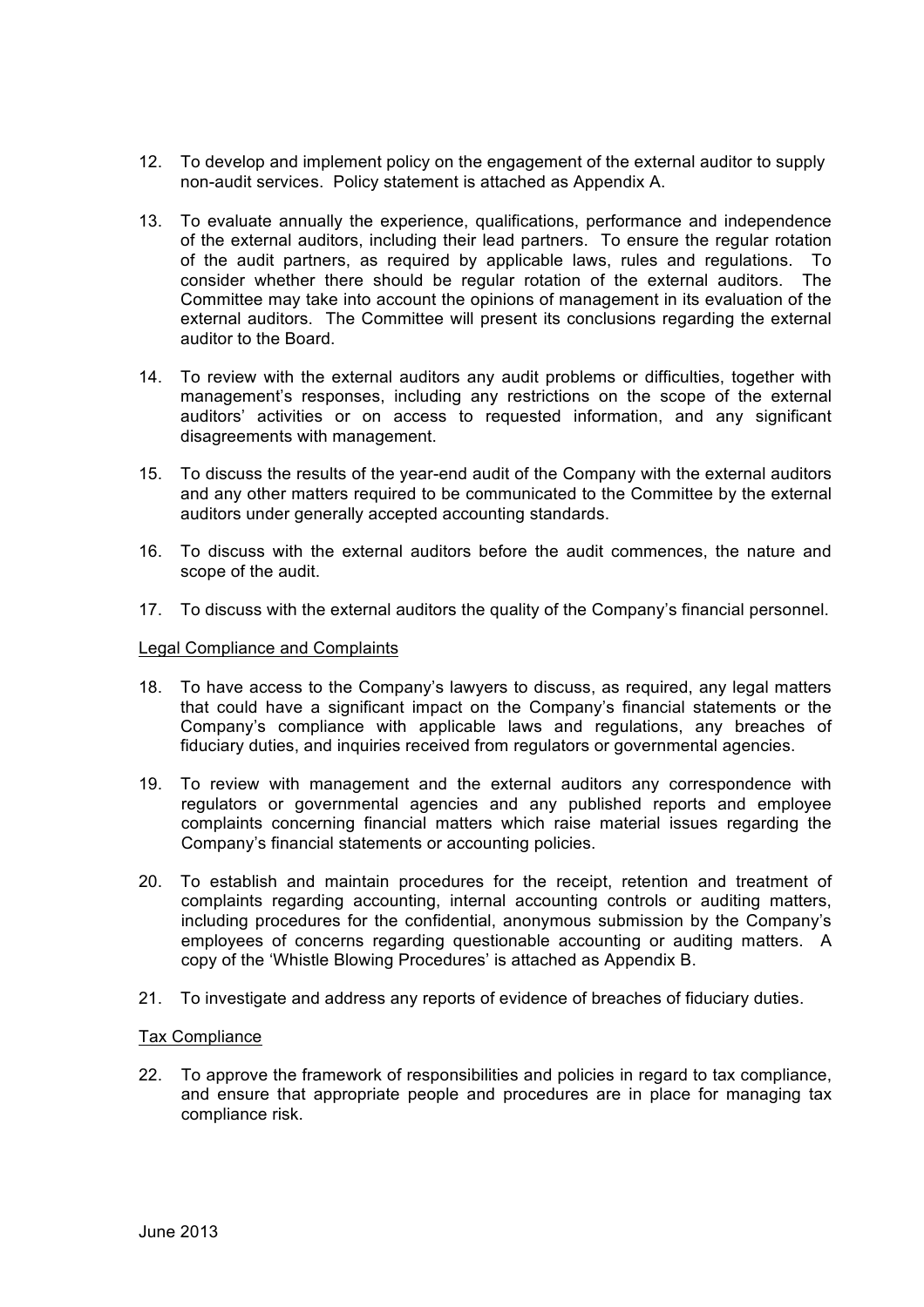12. To develop and implement policy on the engagement of the external auditor to supply non-audit services. Policy statement is attached as Appendix A.

13. To evaluate annually the experience, qualifications, performance and independence of the external auditors, including their lead partners. To ensure the regular rotation of the audit partners, as required by applicable laws, rules and regulations. To consider whether there should be regular rotation of the external auditors. The Committee may take into account the opinions of management in its evaluation of the external auditors. The Committee will present its conclusions regarding the external auditor to the Board.

14. To review with the external auditors any audit problems or difficulties, together with management's responses, including any restrictions on the scope of the external auditors' activities or on access to requested information, and any significant disagreements with management.

15. To discuss the results of the year-end audit of the Company with the external auditors and any other matters required to be communicated to the Committee by the external auditors under generally accepted accounting standards.

16. To discuss with the external auditors before the audit commences, the nature and scope of the audit.

17. To discuss with the external auditors the quality of the Company's financial personnel.

<u>Legal Compliance and Complaints</u>

18. To have access to the Company's lawyers to discuss, as required, any legal matters that could have a significant impact on the Company's financial statements or the Company's compliance with applicable laws and regulations, any breaches of fiduciary duties, and inquiries received from regulators or governmental agencies.

19. To review with management and the external auditors any correspondence with regulators or governmental agencies and any published reports and employee complaints concerning financial matters which raise material issues regarding the Company's financial statements or accounting policies.

20. To establish and maintain procedures for the receipt, retention and treatment of complaints regarding accounting, internal accounting controls or auditing matters, including procedures for the confidential, anonymous submission by the Company's employees of concerns regarding questionable accounting or auditing matters. A copy of the 'Whistle Blowing Procedures' is attached as Appendix B.

21. To investigate and address any reports of evidence of breaches of fiduciary duties.

<u>Tax Compliance</u>

22. To approve the framework of responsibilities and policies in regard to tax compliance, and ensure that appropriate people and procedures are in place for managing tax compliance risk.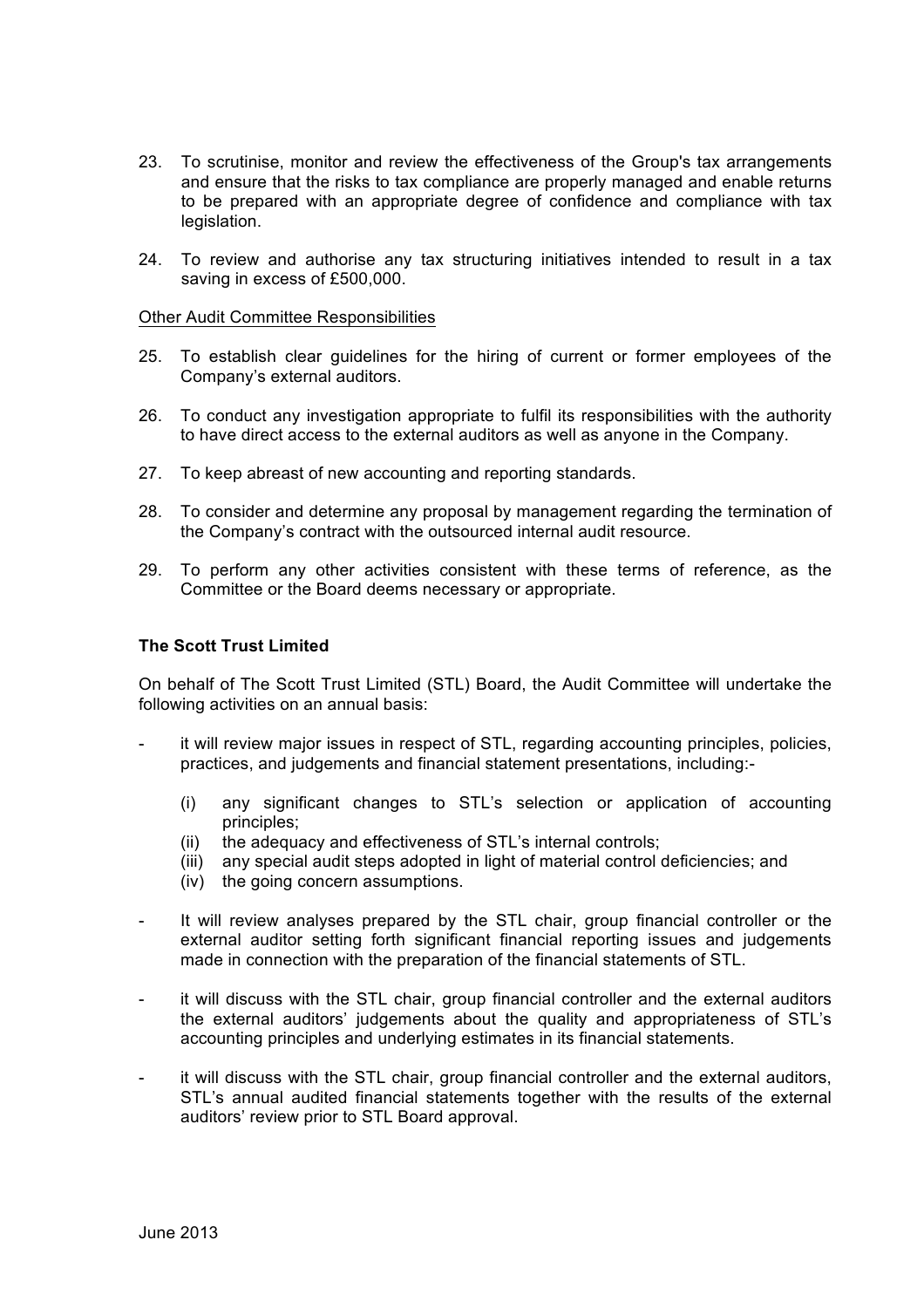23. To scrutinise, monitor and review the effectiveness of the Group's tax arrangements and ensure that the risks to tax compliance are properly managed and enable returns to be prepared with an appropriate degree of confidence and compliance with tax legislation.

24. To review and authorise any tax structuring initiatives intended to result in a tax saving in excess of £500,000.

<u>Other Audit Committee Responsibilities</u>

25. To establish clear guidelines for the hiring of current or former employees of the Company's external auditors.

26. To conduct any investigation appropriate to fulfil its responsibilities with the authority to have direct access to the external auditors as well as anyone in the Company.

27. To keep abreast of new accounting and reporting standards.

28. To consider and determine any proposal by management regarding the termination of the Company's contract with the outsourced internal audit resource.

29. To perform any other activities consistent with these terms of reference, as the Committee or the Board deems necessary or appropriate.

**The Scott Trust Limited**

On behalf of The Scott Trust Limited (STL) Board, the Audit Committee will undertake the following activities on an annual basis:

- it will review major issues in respect of STL, regarding accounting principles, policies, practices, and judgements and financial statement presentations, including:-
  - (i) any significant changes to STL's selection or application of accounting principles;
  - (ii) the adequacy and effectiveness of STL's internal controls;
  - (iii) any special audit steps adopted in light of material control deficiencies; and
  - (iv) the going concern assumptions.
- It will review analyses prepared by the STL chair, group financial controller or the external auditor setting forth significant financial reporting issues and judgements made in connection with the preparation of the financial statements of STL.
- it will discuss with the STL chair, group financial controller and the external auditors the external auditors' judgements about the quality and appropriateness of STL's accounting principles and underlying estimates in its financial statements.
- it will discuss with the STL chair, group financial controller and the external auditors, STL's annual audited financial statements together with the results of the external auditors' review prior to STL Board approval.

June 2013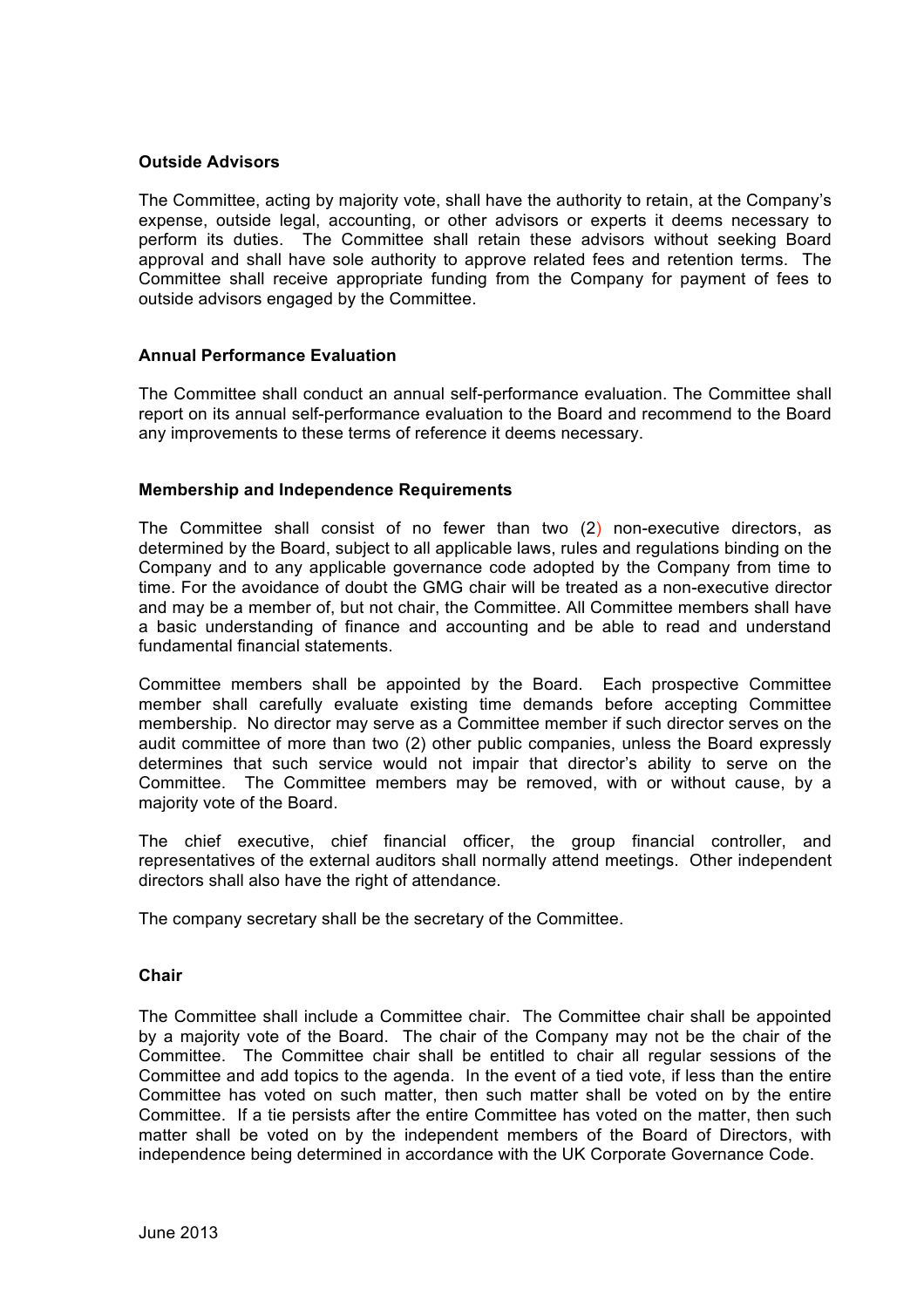### Outside Advisors

The Committee, acting by majority vote, shall have the authority to retain, at the Company's expense, outside legal, accounting, or other advisors or experts it deems necessary to perform its duties. The Committee shall retain these advisors without seeking Board approval and shall have sole authority to approve related fees and retention terms. The Committee shall receive appropriate funding from the Company for payment of fees to outside advisors engaged by the Committee.

### Annual Performance Evaluation

The Committee shall conduct an annual self-performance evaluation. The Committee shall report on its annual self-performance evaluation to the Board and recommend to the Board any improvements to these terms of reference it deems necessary.

### Membership and Independence Requirements

The Committee shall consist of no fewer than two (2) non-executive directors, as determined by the Board, subject to all applicable laws, rules and regulations binding on the Company and to any applicable governance code adopted by the Company from time to time. For the avoidance of doubt the GMG chair will be treated as a non-executive director and may be a member of, but not chair, the Committee. All Committee members shall have a basic understanding of finance and accounting and be able to read and understand fundamental financial statements.

Committee members shall be appointed by the Board. Each prospective Committee member shall carefully evaluate existing time demands before accepting Committee membership. No director may serve as a Committee member if such director serves on the audit committee of more than two (2) other public companies, unless the Board expressly determines that such service would not impair that director's ability to serve on the Committee. The Committee members may be removed, with or without cause, by a majority vote of the Board.

The chief executive, chief financial officer, the group financial controller, and representatives of the external auditors shall normally attend meetings. Other independent directors shall also have the right of attendance.

The company secretary shall be the secretary of the Committee.

### Chair

The Committee shall include a Committee chair. The Committee chair shall be appointed by a majority vote of the Board. The chair of the Company may not be the chair of the Committee. The Committee chair shall be entitled to chair all regular sessions of the Committee and add topics to the agenda. In the event of a tied vote, if less than the entire Committee has voted on such matter, then such matter shall be voted on by the entire Committee. If a tie persists after the entire Committee has voted on the matter, then such matter shall be voted on by the independent members of the Board of Directors, with independence being determined in accordance with the UK Corporate Governance Code.

June 2013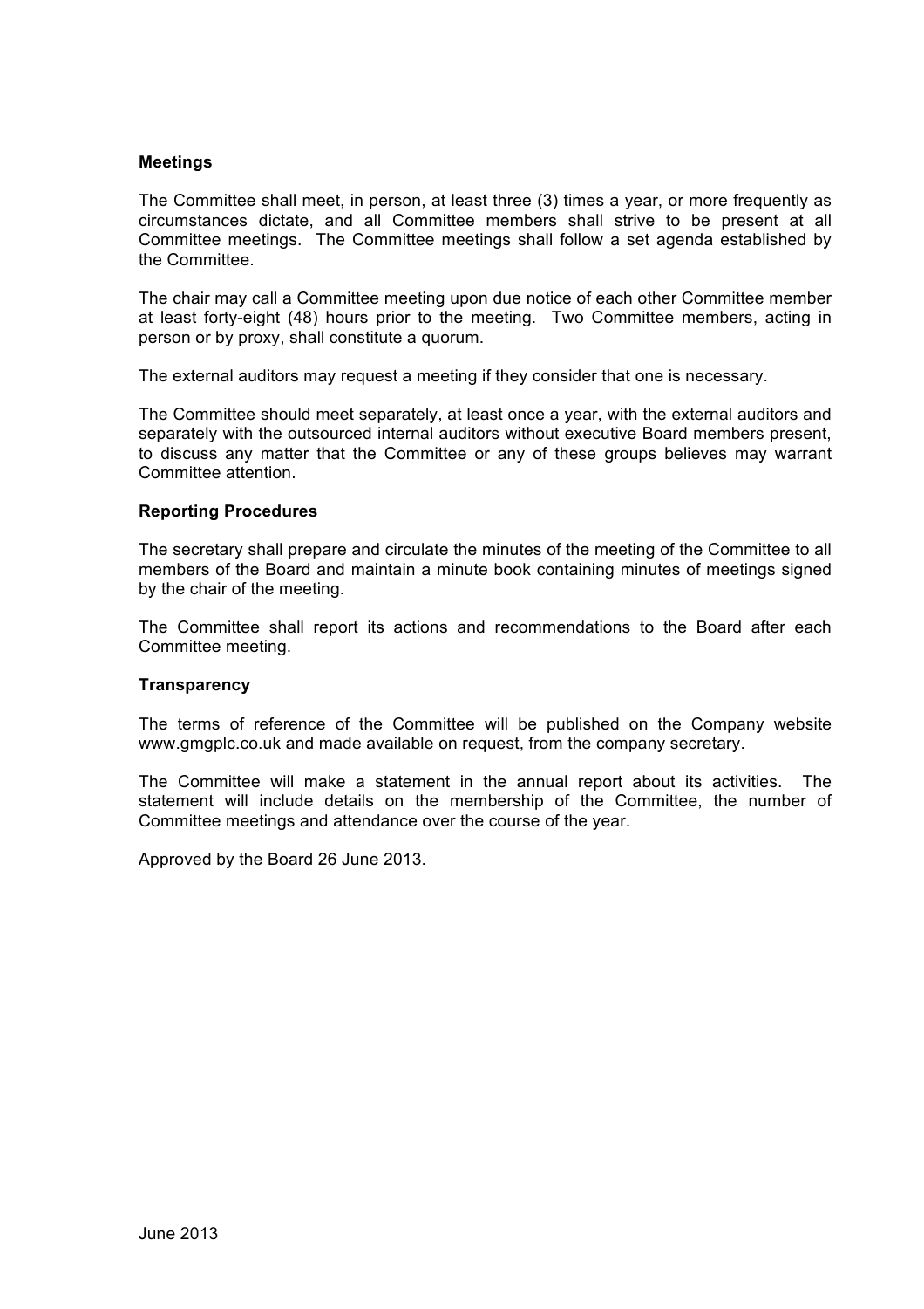**Meetings**

The Committee shall meet, in person, at least three (3) times a year, or more frequently as circumstances dictate, and all Committee members shall strive to be present at all Committee meetings. The Committee meetings shall follow a set agenda established by the Committee.

The chair may call a Committee meeting upon due notice of each other Committee member at least forty-eight (48) hours prior to the meeting. Two Committee members, acting in person or by proxy, shall constitute a quorum.

The external auditors may request a meeting if they consider that one is necessary.

The Committee should meet separately, at least once a year, with the external auditors and separately with the outsourced internal auditors without executive Board members present, to discuss any matter that the Committee or any of these groups believes may warrant Committee attention.

**Reporting Procedures**

The secretary shall prepare and circulate the minutes of the meeting of the Committee to all members of the Board and maintain a minute book containing minutes of meetings signed by the chair of the meeting.

The Committee shall report its actions and recommendations to the Board after each Committee meeting.

**Transparency**

The terms of reference of the Committee will be published on the Company website www.gmgplc.co.uk and made available on request, from the company secretary.

The Committee will make a statement in the annual report about its activities. The statement will include details on the membership of the Committee, the number of Committee meetings and attendance over the course of the year.

Approved by the Board 26 June 2013.

June 2013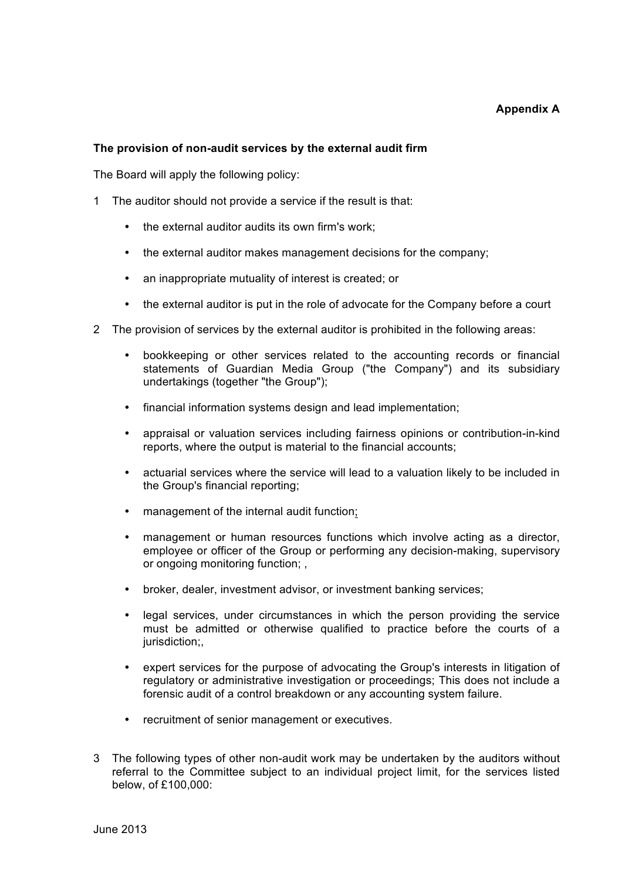**Appendix A**

**The provision of non-audit services by the external audit firm**

The Board will apply the following policy:

1 The auditor should not provide a service if the result is that:

- the external auditor audits its own firm's work;
- the external auditor makes management decisions for the company;
- an inappropriate mutuality of interest is created; or
- the external auditor is put in the role of advocate for the Company before a court

2 The provision of services by the external auditor is prohibited in the following areas:

- bookkeeping or other services related to the accounting records or financial statements of Guardian Media Group ("the Company") and its subsidiary undertakings (together "the Group");
- financial information systems design and lead implementation;
- appraisal or valuation services including fairness opinions or contribution-in-kind reports, where the output is material to the financial accounts;
- actuarial services where the service will lead to a valuation likely to be included in the Group's financial reporting;
- management of the internal audit function;
- management or human resources functions which involve acting as a director, employee or officer of the Group or performing any decision-making, supervisory or ongoing monitoring function; ,
- broker, dealer, investment advisor, or investment banking services;
- legal services, under circumstances in which the person providing the service must be admitted or otherwise qualified to practice before the courts of a jurisdiction;,
- expert services for the purpose of advocating the Group's interests in litigation of regulatory or administrative investigation or proceedings; This does not include a forensic audit of a control breakdown or any accounting system failure.
- recruitment of senior management or executives.

3 The following types of other non-audit work may be undertaken by the auditors without referral to the Committee subject to an individual project limit, for the services listed below, of £100,000:

June 2013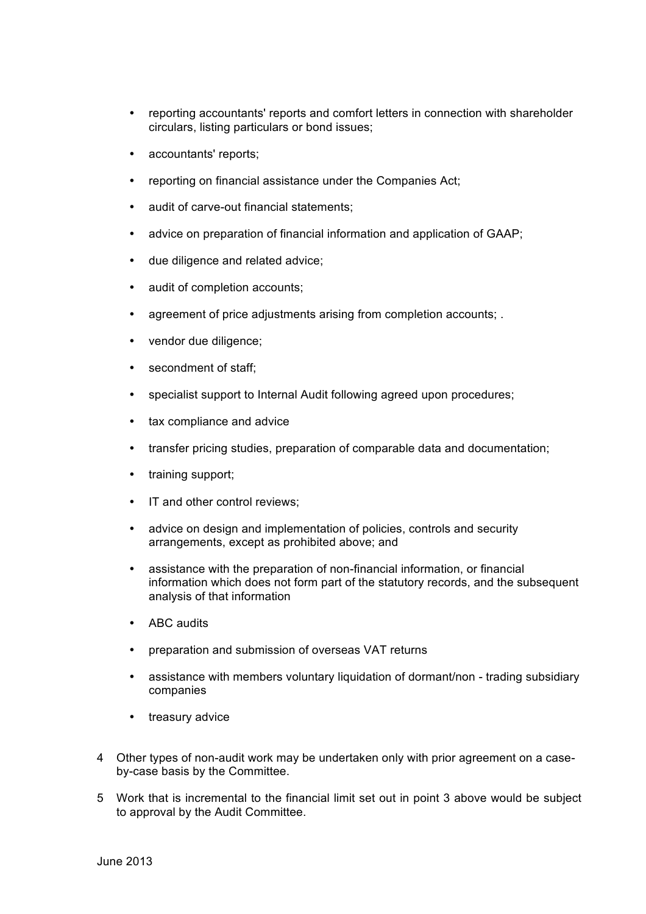- reporting accountants' reports and comfort letters in connection with shareholder circulars, listing particulars or bond issues;
- accountants' reports;
- reporting on financial assistance under the Companies Act;
- audit of carve-out financial statements;
- advice on preparation of financial information and application of GAAP;
- due diligence and related advice;
- audit of completion accounts;
- agreement of price adjustments arising from completion accounts; .
- vendor due diligence;
- secondment of staff;
- specialist support to Internal Audit following agreed upon procedures;
- tax compliance and advice
- transfer pricing studies, preparation of comparable data and documentation;
- training support;
- IT and other control reviews;
- advice on design and implementation of policies, controls and security arrangements, except as prohibited above; and
- assistance with the preparation of non-financial information, or financial information which does not form part of the statutory records, and the subsequent analysis of that information
- ABC audits
- preparation and submission of overseas VAT returns
- assistance with members voluntary liquidation of dormant/non - trading subsidiary companies
- treasury advice

4 Other types of non-audit work may be undertaken only with prior agreement on a case-by-case basis by the Committee.

5 Work that is incremental to the financial limit set out in point 3 above would be subject to approval by the Audit Committee.

June 2013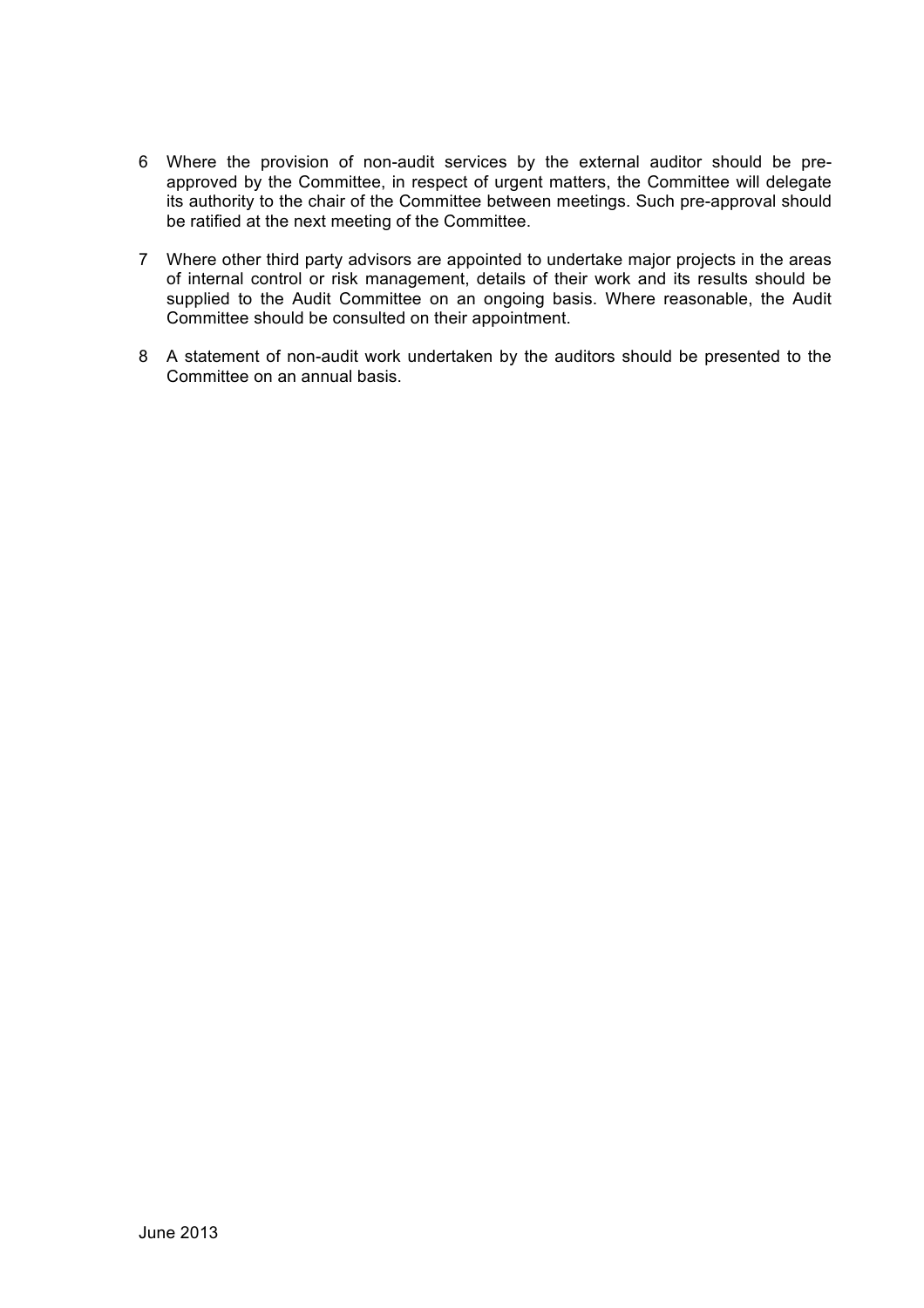6 Where the provision of non-audit services by the external auditor should be pre-approved by the Committee, in respect of urgent matters, the Committee will delegate its authority to the chair of the Committee between meetings. Such pre-approval should be ratified at the next meeting of the Committee.

7 Where other third party advisors are appointed to undertake major projects in the areas of internal control or risk management, details of their work and its results should be supplied to the Audit Committee on an ongoing basis. Where reasonable, the Audit Committee should be consulted on their appointment.

8 A statement of non-audit work undertaken by the auditors should be presented to the Committee on an annual basis.

June 2013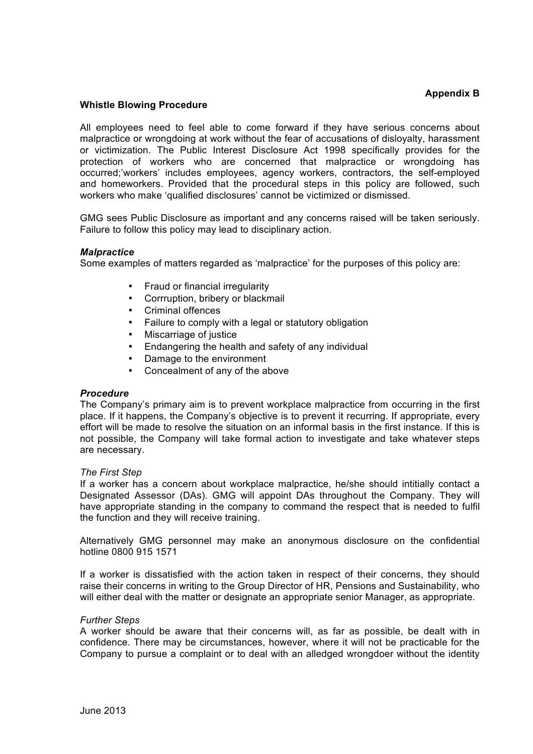**Appendix B**

**Whistle Blowing Procedure**

All employees need to feel able to come forward if they have serious concerns about malpractice or wrongdoing at work without the fear of accusations of disloyalty, harassment or victimization. The Public Interest Disclosure Act 1998 specifically provides for the protection of workers who are concerned that malpractice or wrongdoing has occurred;'workers' includes employees, agency workers, contractors, the self-employed and homeworkers. Provided that the procedural steps in this policy are followed, such workers who make 'qualified disclosures' cannot be victimized or dismissed.

GMG sees Public Disclosure as important and any concerns raised will be taken seriously. Failure to follow this policy may lead to disciplinary action.

***Malpractice***

Some examples of matters regarded as 'malpractice' for the purposes of this policy are:

- Fraud or financial irregularity
- Corrruption, bribery or blackmail
- Criminal offences
- Failure to comply with a legal or statutory obligation
- Miscarriage of justice
- Endangering the health and safety of any individual
- Damage to the environment
- Concealment of any of the above

***Procedure***

The Company's primary aim is to prevent workplace malpractice from occurring in the first place. If it happens, the Company's objective is to prevent it recurring. If appropriate, every effort will be made to resolve the situation on an informal basis in the first instance. If this is not possible, the Company will take formal action to investigate and take whatever steps are necessary.

*The First Step*

If a worker has a concern about workplace malpractice, he/she should intitially contact a Designated Assessor (DAs). GMG will appoint DAs throughout the Company. They will have appropriate standing in the company to command the respect that is needed to fulfil the function and they will receive training.

Alternatively GMG personnel may make an anonymous disclosure on the confidential hotline 0800 915 1571

If a worker is dissatisfied with the action taken in respect of their concerns, they should raise their concerns in writing to the Group Director of HR, Pensions and Sustainability, who will either deal with the matter or designate an appropriate senior Manager, as appropriate.

*Further Steps*

A worker should be aware that their concerns will, as far as possible, be dealt with in confidence. There may be circumstances, however, where it will not be practicable for the Company to pursue a complaint or to deal with an alledged wrongdoer without the identity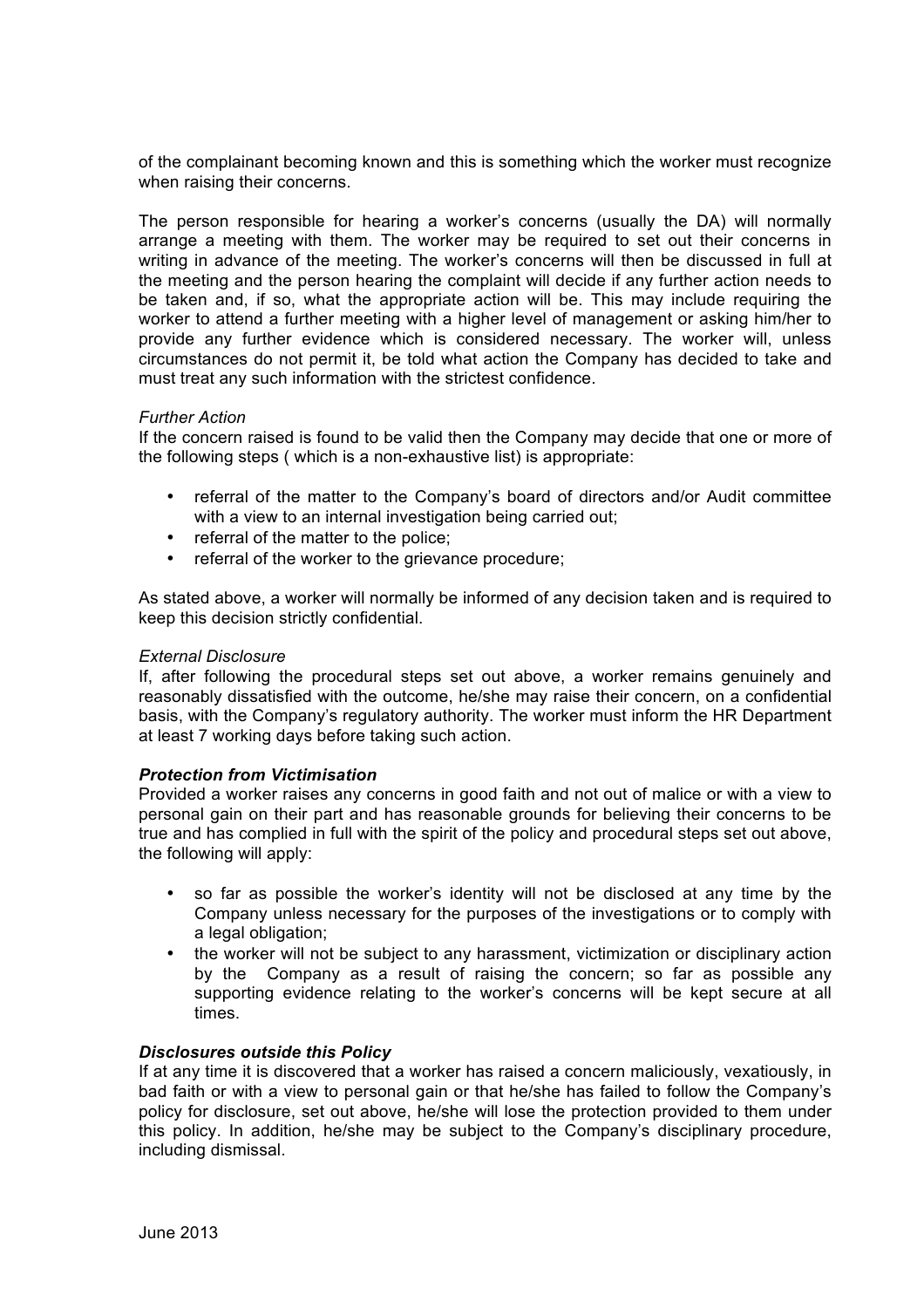of the complainant becoming known and this is something which the worker must recognize when raising their concerns.

The person responsible for hearing a worker's concerns (usually the DA) will normally arrange a meeting with them. The worker may be required to set out their concerns in writing in advance of the meeting. The worker's concerns will then be discussed in full at the meeting and the person hearing the complaint will decide if any further action needs to be taken and, if so, what the appropriate action will be. This may include requiring the worker to attend a further meeting with a higher level of management or asking him/her to provide any further evidence which is considered necessary. The worker will, unless circumstances do not permit it, be told what action the Company has decided to take and must treat any such information with the strictest confidence.

*Further Action*
If the concern raised is found to be valid then the Company may decide that one or more of the following steps ( which is a non-exhaustive list) is appropriate:

- referral of the matter to the Company's board of directors and/or Audit committee with a view to an internal investigation being carried out;
- referral of the matter to the police;
- referral of the worker to the grievance procedure;

As stated above, a worker will normally be informed of any decision taken and is required to keep this decision strictly confidential.

*External Disclosure*
If, after following the procedural steps set out above, a worker remains genuinely and reasonably dissatisfied with the outcome, he/she may raise their concern, on a confidential basis, with the Company's regulatory authority. The worker must inform the HR Department at least 7 working days before taking such action.

***Protection from Victimisation***
Provided a worker raises any concerns in good faith and not out of malice or with a view to personal gain on their part and has reasonable grounds for believing their concerns to be true and has complied in full with the spirit of the policy and procedural steps set out above, the following will apply:

- so far as possible the worker's identity will not be disclosed at any time by the Company unless necessary for the purposes of the investigations or to comply with a legal obligation;
- the worker will not be subject to any harassment, victimization or disciplinary action by the Company as a result of raising the concern; so far as possible any supporting evidence relating to the worker's concerns will be kept secure at all times.

***Disclosures outside this Policy***
If at any time it is discovered that a worker has raised a concern maliciously, vexatiously, in bad faith or with a view to personal gain or that he/she has failed to follow the Company's policy for disclosure, set out above, he/she will lose the protection provided to them under this policy. In addition, he/she may be subject to the Company's disciplinary procedure, including dismissal.

June 2013